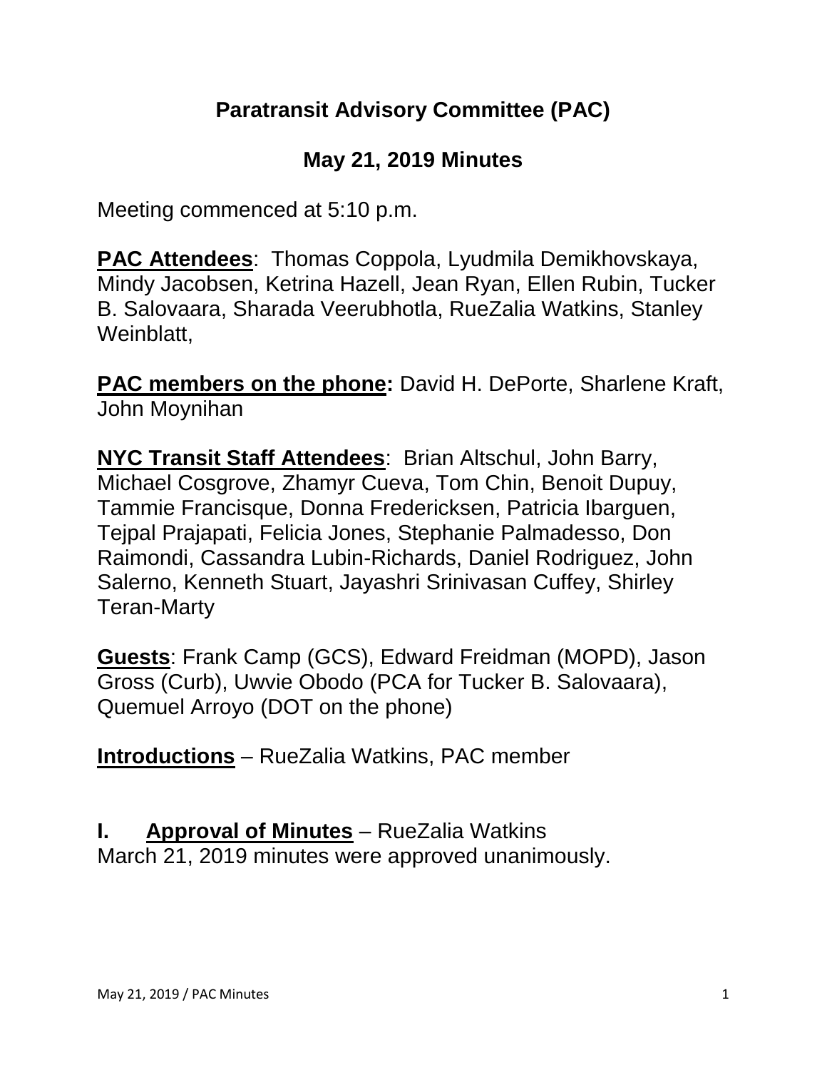# Paratransit Advisory Committee (PAC)

## May 21, 2019 Minutes

Meeting commenced at 5:10 p.m.

**PAC Attendees**: Thomas Coppola, Lyudmila Demikhovskaya, Mindy Jacobsen, Ketrina Hazell, Jean Ryan, Ellen Rubin, Tucker B. Salovaara, Sharada Veerubhotla, RueZalia Watkins, Stanley Weinblatt,

**PAC members on the phone:** David H. DePorte, Sharlene Kraft, John Moynihan

**NYC Transit Staff Attendees**: Brian Altschul, John Barry, Michael Cosgrove, Zhamyr Cueva, Tom Chin, Benoit Dupuy, Tammie Francisque, Donna Fredericksen, Patricia Ibarguen, Tejpal Prajapati, Felicia Jones, Stephanie Palmadesso, Don Raimondi, Cassandra Lubin-Richards, Daniel Rodriguez, John Salerno, Kenneth Stuart, Jayashri Srinivasan Cuffey, Shirley Teran-Marty

**Guests**: Frank Camp (GCS), Edward Freidman (MOPD), Jason Gross (Curb), Uwvie Obodo (PCA for Tucker B. Salovaara), Quemuel Arroyo (DOT on the phone)

**Introductions** – RueZalia Watkins, PAC member

## I. Approval of Minutes – RueZalia Watkins

March 21, 2019 minutes were approved unanimously.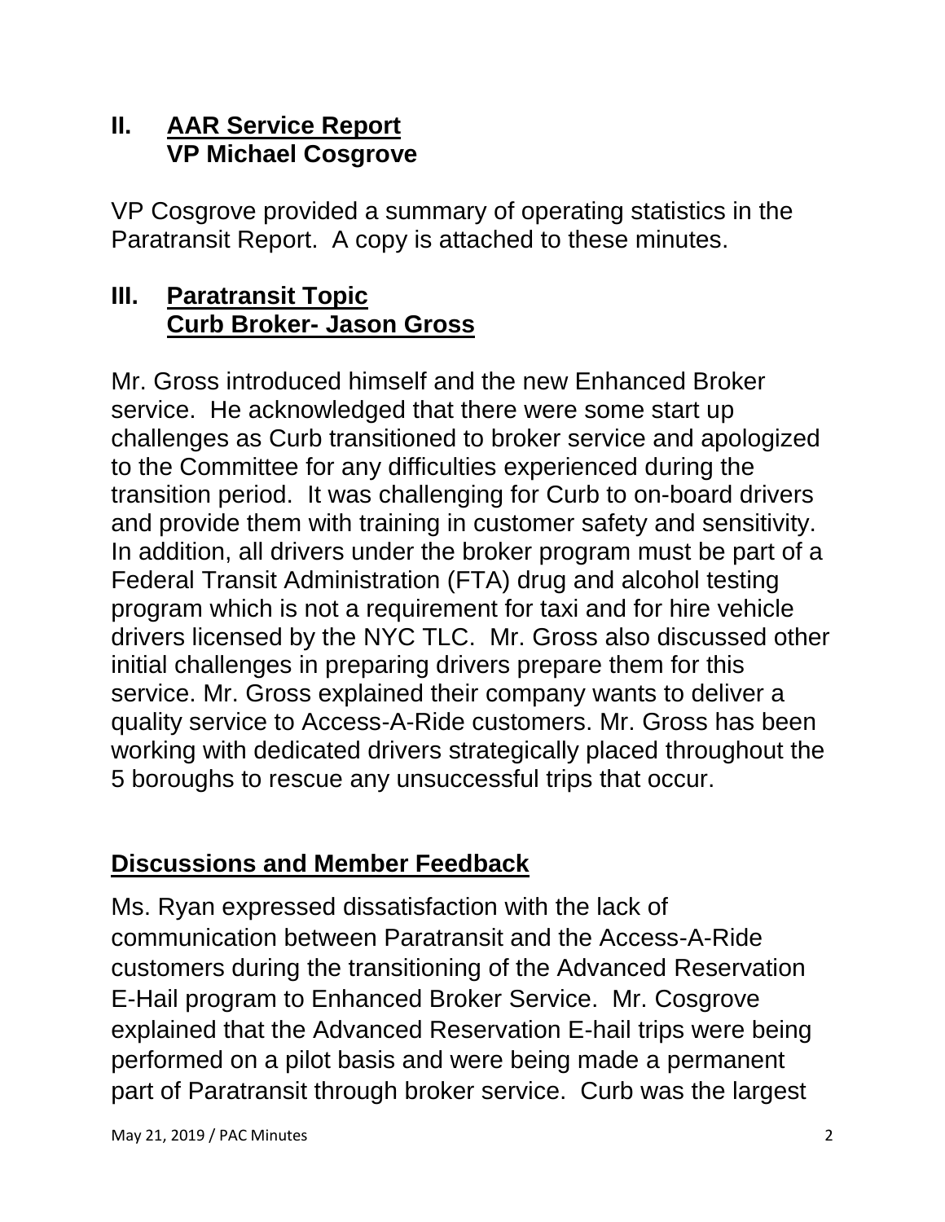## II. AAR Service Report VP Michael Cosgrove

VP Cosgrove provided a summary of operating statistics in the Paratransit Report. A copy is attached to these minutes.

## III. Paratransit Topic Curb Broker- Jason Gross

Mr. Gross introduced himself and the new Enhanced Broker service. He acknowledged that there were some start up challenges as Curb transitioned to broker service and apologized to the Committee for any difficulties experienced during the transition period. It was challenging for Curb to on-board drivers and provide them with training in customer safety and sensitivity. In addition, all drivers under the broker program must be part of a Federal Transit Administration (FTA) drug and alcohol testing program which is not a requirement for taxi and for hire vehicle drivers licensed by the NYC TLC. Mr. Gross also discussed other initial challenges in preparing drivers prepare them for this service. Mr. Gross explained their company wants to deliver a quality service to Access-A-Ride customers. Mr. Gross has been working with dedicated drivers strategically placed throughout the 5 boroughs to rescue any unsuccessful trips that occur.

## Discussions and Member Feedback

Ms. Ryan expressed dissatisfaction with the lack of communication between Paratransit and the Access-A-Ride customers during the transitioning of the Advanced Reservation E-Hail program to Enhanced Broker Service. Mr. Cosgrove explained that the Advanced Reservation E-hail trips were being performed on a pilot basis and were being made a permanent part of Paratransit through broker service. Curb was the largest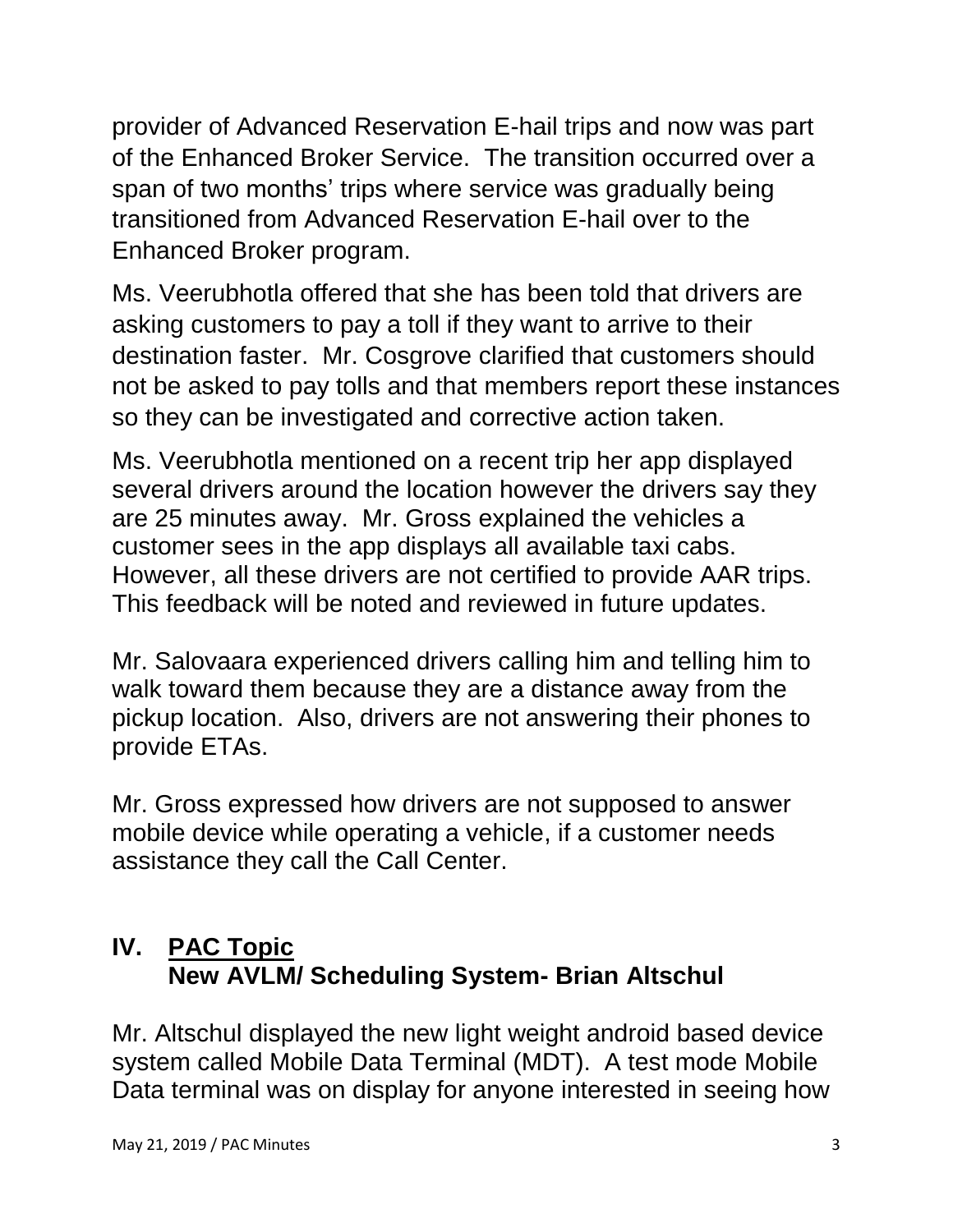provider of Advanced Reservation E-hail trips and now was part of the Enhanced Broker Service. The transition occurred over a span of two months' trips where service was gradually being transitioned from Advanced Reservation E-hail over to the Enhanced Broker program.

Ms. Veerubhotla offered that she has been told that drivers are asking customers to pay a toll if they want to arrive to their destination faster. Mr. Cosgrove clarified that customers should not be asked to pay tolls and that members report these instances so they can be investigated and corrective action taken.

Ms. Veerubhotla mentioned on a recent trip her app displayed several drivers around the location however the drivers say they are 25 minutes away. Mr. Gross explained the vehicles a customer sees in the app displays all available taxi cabs. However, all these drivers are not certified to provide AAR trips. This feedback will be noted and reviewed in future updates.

Mr. Salovaara experienced drivers calling him and telling him to walk toward them because they are a distance away from the pickup location. Also, drivers are not answering their phones to provide ETAs.

Mr. Gross expressed how drivers are not supposed to answer mobile device while operating a vehicle, if a customer needs assistance they call the Call Center.

## IV. <u>PAC Topic</u>
## New AVLM/ Scheduling System- Brian Altschul

Mr. Altschul displayed the new light weight android based device system called Mobile Data Terminal (MDT). A test mode Mobile Data terminal was on display for anyone interested in seeing how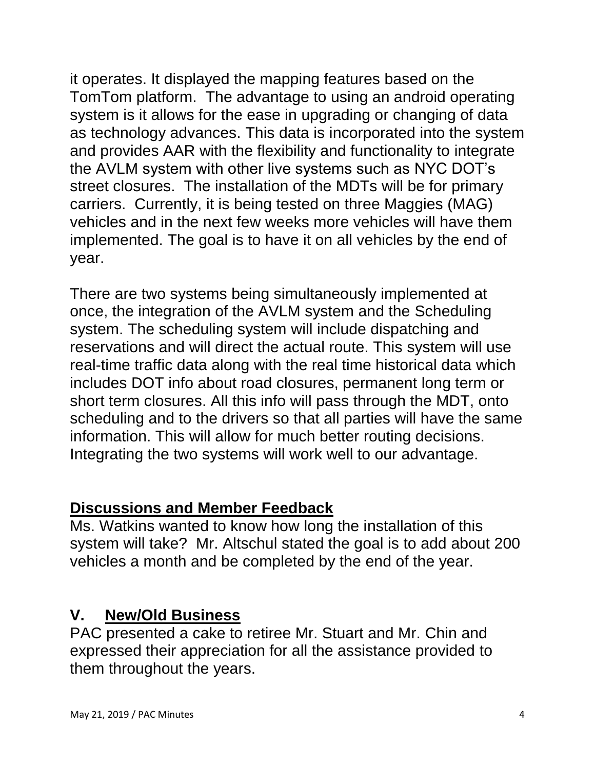it operates. It displayed the mapping features based on the TomTom platform. The advantage to using an android operating system is it allows for the ease in upgrading or changing of data as technology advances. This data is incorporated into the system and provides AAR with the flexibility and functionality to integrate the AVLM system with other live systems such as NYC DOT's street closures. The installation of the MDTs will be for primary carriers. Currently, it is being tested on three Maggies (MAG) vehicles and in the next few weeks more vehicles will have them implemented. The goal is to have it on all vehicles by the end of year.

There are two systems being simultaneously implemented at once, the integration of the AVLM system and the Scheduling system. The scheduling system will include dispatching and reservations and will direct the actual route. This system will use real-time traffic data along with the real time historical data which includes DOT info about road closures, permanent long term or short term closures. All this info will pass through the MDT, onto scheduling and to the drivers so that all parties will have the same information. This will allow for much better routing decisions. Integrating the two systems will work well to our advantage.

## **Discussions and Member Feedback**

Ms. Watkins wanted to know how long the installation of this system will take? Mr. Altschul stated the goal is to add about 200 vehicles a month and be completed by the end of the year.

## V. New/Old Business

PAC presented a cake to retiree Mr. Stuart and Mr. Chin and expressed their appreciation for all the assistance provided to them throughout the years.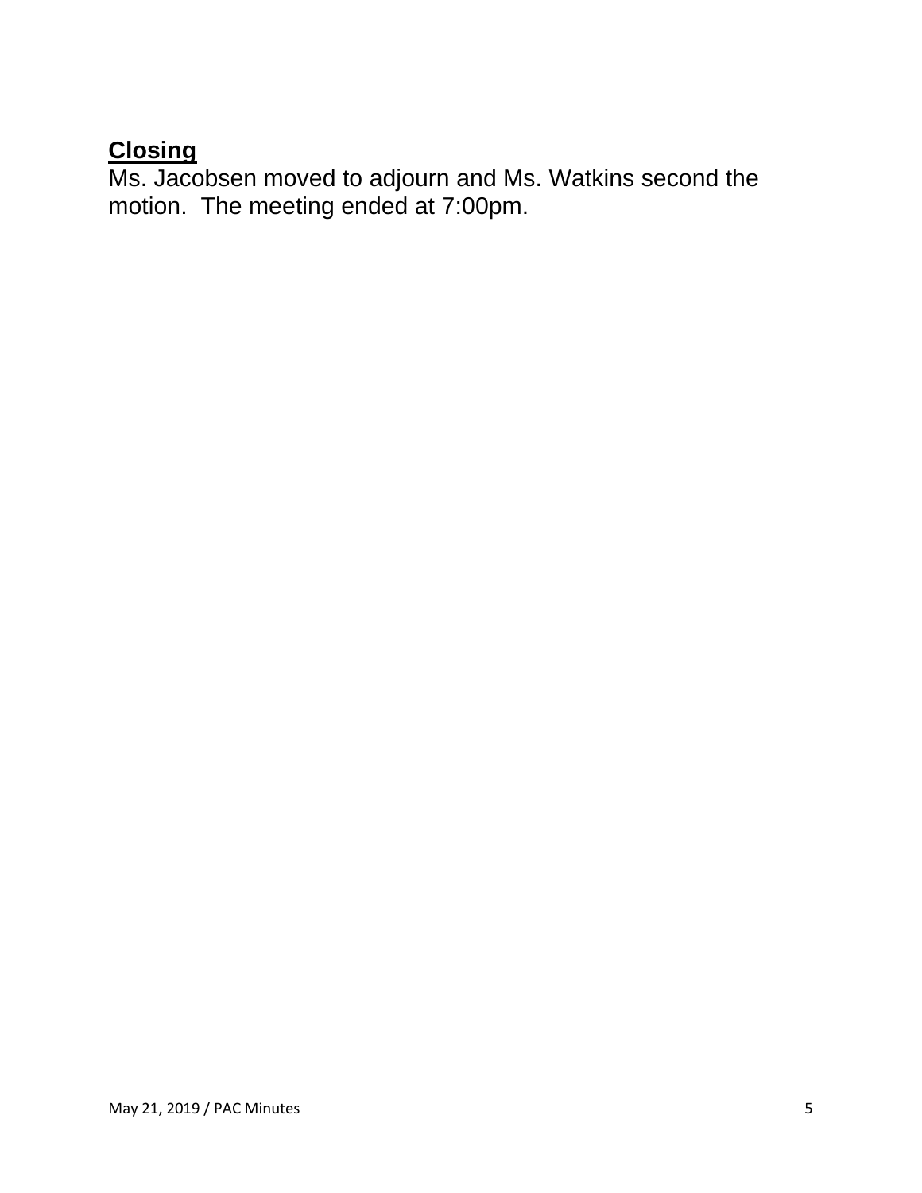## **Closing**

Ms. Jacobsen moved to adjourn and Ms. Watkins second the motion. The meeting ended at 7:00pm.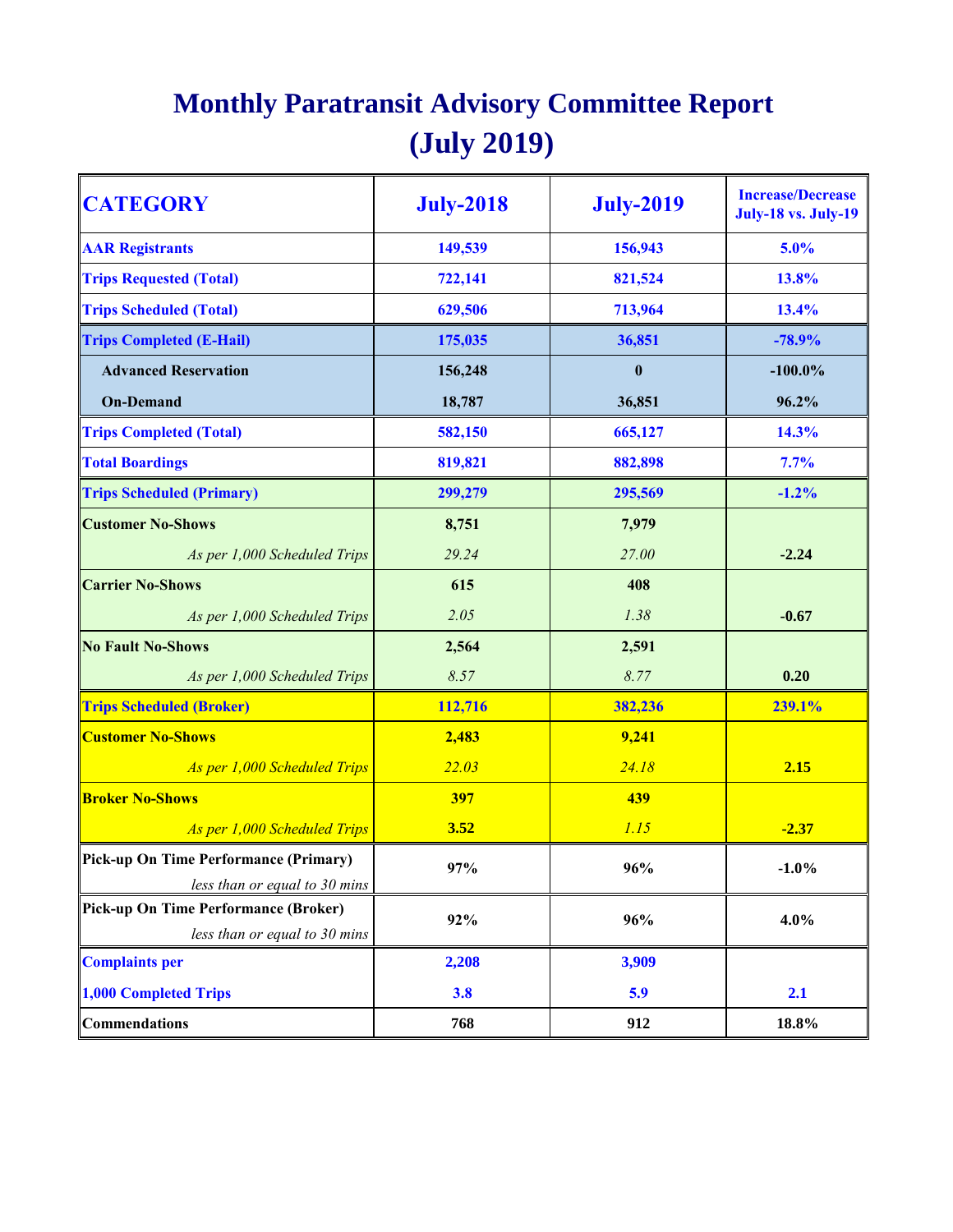# Monthly Paratransit Advisory Committee Report (July 2019)

| CATEGORY | July-2018 | July-2019 | Increase/Decrease July-18 vs. July-19 |
|---|---|---|---|
| **AAR Registrants** | 149,539 | 156,943 | 5.0% |
| **Trips Requested (Total)** | 722,141 | 821,524 | 13.8% |
| **Trips Scheduled (Total)** | 629,506 | 713,964 | 13.4% |
| **Trips Completed (E-Hail)** | 175,035 | 36,851 | -78.9% |
| **Advanced Reservation** | 156,248 | 0 | -100.0% |
| **On-Demand** | 18,787 | 36,851 | 96.2% |
| **Trips Completed (Total)** | 582,150 | 665,127 | 14.3% |
| **Total Boardings** | 819,821 | 882,898 | 7.7% |
| **Trips Scheduled (Primary)** | 299,279 | 295,569 | -1.2% |
| **Customer No-Shows** | 8,751 | 7,979 | |
| *As per 1,000 Scheduled Trips* | *29.24* | *27.00* | -2.24 |
| **Carrier No-Shows** | 615 | 408 | |
| *As per 1,000 Scheduled Trips* | *2.05* | *1.38* | -0.67 |
| **No Fault No-Shows** | 2,564 | 2,591 | |
| *As per 1,000 Scheduled Trips* | *8.57* | *8.77* | 0.20 |
| **Trips Scheduled (Broker)** | 112,716 | 382,236 | 239.1% |
| **Customer No-Shows** | 2,483 | 9,241 | |
| *As per 1,000 Scheduled Trips* | *22.03* | *24.18* | 2.15 |
| **Broker No-Shows** | 397 | 439 | |
| *As per 1,000 Scheduled Trips* | 3.52 | *1.15* | -2.37 |
| **Pick-up On Time Performance (Primary)** *less than or equal to 30 mins* | 97% | 96% | -1.0% |
| **Pick-up On Time Performance (Broker)** *less than or equal to 30 mins* | 92% | 96% | 4.0% |
| **Complaints per** | 2,208 | 3,909 | |
| **1,000 Completed Trips** | 3.8 | 5.9 | 2.1 |
| **Commendations** | 768 | 912 | 18.8% |